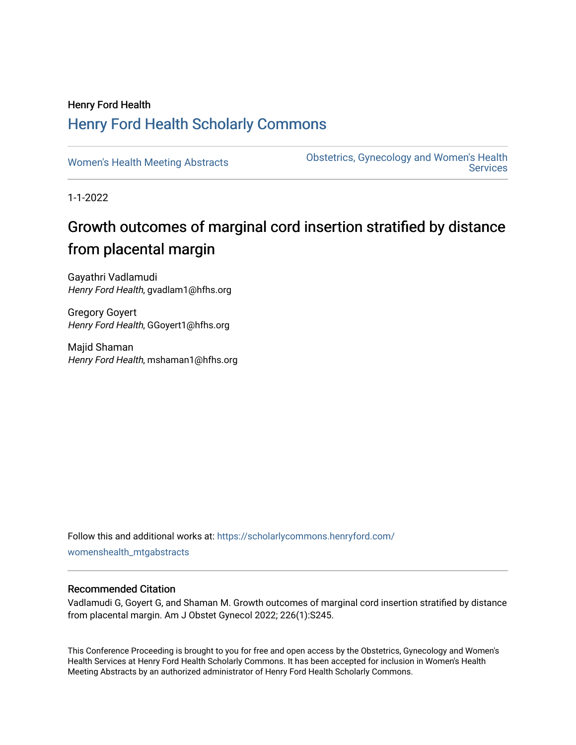Henry Ford Health

## Henry Ford Health Scholarly Commons

Women's Health Meeting Abstracts

Obstetrics, Gynecology and Women's Health Services

1-1-2022

# Growth outcomes of marginal cord insertion stratified by distance from placental margin

Gayathri Vadlamudi
*Henry Ford Health*, gvadlam1@hfhs.org

Gregory Goyert
*Henry Ford Health*, GGoyert1@hfhs.org

Majid Shaman
*Henry Ford Health*, mshaman1@hfhs.org

Follow this and additional works at: https://scholarlycommons.henryford.com/womenshealth_mtgabstracts

### Recommended Citation

Vadlamudi G, Goyert G, and Shaman M. Growth outcomes of marginal cord insertion stratified by distance from placental margin. Am J Obstet Gynecol 2022; 226(1):S245.

This Conference Proceeding is brought to you for free and open access by the Obstetrics, Gynecology and Women's Health Services at Henry Ford Health Scholarly Commons. It has been accepted for inclusion in Women's Health Meeting Abstracts by an authorized administrator of Henry Ford Health Scholarly Commons.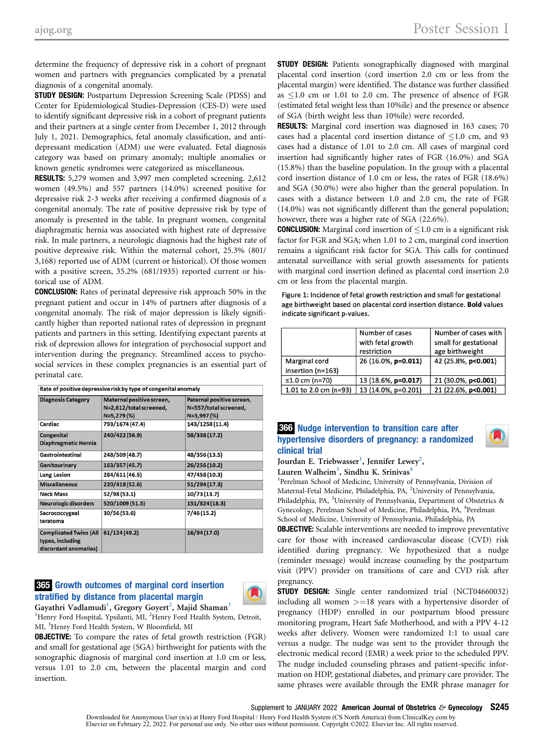determine the frequency of depressive risk in a cohort of pregnant women and partners with pregnancies complicated by a prenatal diagnosis of a congenital anomaly.

**STUDY DESIGN:** Postpartum Depression Screening Scale (PDSS) and Center for Epidemiological Studies-Depression (CES-D) were used to identify significant depressive risk in a cohort of pregnant patients and their partners at a single center from December 1, 2012 through July 1, 2021. Demographics, fetal anomaly classification, and anti-depressant medication (ADM) use were evaluated. Fetal diagnosis category was based on primary anomaly; multiple anomalies or known genetic syndromes were categorized as miscellaneous.

**RESULTS:** 5,279 women and 3,997 men completed screening. 2,612 women (49.5%) and 557 partners (14.0%) screened positive for depressive risk 2-3 weeks after receiving a confirmed diagnosis of a congenital anomaly. The rate of positive depressive risk by type of anomaly is presented in the table. In pregnant women, congenital diaphragmatic hernia was associated with highest rate of depressive risk. In male partners, a neurologic diagnosis had the highest rate of positive depressive risk. Within the maternal cohort, 25.3% (801/3,168) reported use of ADM (current or historical). Of those women with a positive screen, 35.2% (681/1935) reported current or historical use of ADM.

**CONCLUSION:** Rates of perinatal depressive risk approach 50% in the pregnant patient and occur in 14% of partners after diagnosis of a congenital anomaly. The risk of major depression is likely significantly higher than reported national rates of depression in pregnant patients and partners in this setting. Identifying expectant parents at risk of depression allows for integration of psychosocial support and intervention during the pregnancy. Streamlined access to psychosocial services in these complex pregnancies is an essential part of perinatal care.

Rate of positive depressive risk by type of congenital anomaly

| Diagnosis Category | Maternal positive screen, N=2,612/total screened, N=5,279 (%) | Paternal positive screen, N=557/total screened, N=3,997 (%) |
|---|---|---|
| Cardiac | 793/1674 (47.4) | 143/1258 (11.4) |
| Congenital Diaphragmatic Hernia | 240/422 (56.9) | 58/338 (17.2) |
| Gastrointestinal | 248/509 (48.7) | 48/356 (13.5) |
| Genitourinary | 163/357 (45.7) | 26/256 (10.2) |
| Lung Lesion | 284/611 (46.5) | 47/458 (10.3) |
| Miscellaneous | 220/418 (52.6) | 51/294 (17.3) |
| Neck Mass | 52/98 (53.1) | 10/73 (13.7) |
| Neurologic disorders | 520/1009 (51.5) | 151/824 (18.3) |
| Sacrococcygeal teratoma | 30/56 (53.6) | 7/46 (15.2) |
| Complicated Twins (All types, including discordant anomalies) | 61/124 (49.2) | 16/94 (17.0) |

## 365 Growth outcomes of marginal cord insertion stratified by distance from placental margin

Gayathri Vadlamudi[1], Gregory Goyert[2], Majid Shaman[3]

[1]Henry Ford Hospital, Ypsilanti, MI, [2]Henry Ford Health System, Detroit, MI, [3]Henry Ford Health System, W Bloomfield, MI

**OBJECTIVE:** To compare the rates of fetal growth restriction (FGR) and small for gestational age (SGA) birthweight for patients with the sonographic diagnosis of marginal cord insertion at 1.0 cm or less, versus 1.01 to 2.0 cm, between the placental margin and cord insertion.

**STUDY DESIGN:** Patients sonographically diagnosed with marginal placental cord insertion (cord insertion 2.0 cm or less from the placental margin) were identified. The distance was further classified as ≤1.0 cm or 1.01 to 2.0 cm. The presence of absence of FGR (estimated fetal weight less than 10%ile) and the presence or absence of SGA (birth weight less than 10%ile) were recorded.

**RESULTS:** Marginal cord insertion was diagnosed in 163 cases; 70 cases had a placental cord insertion distance of ≤1.0 cm, and 93 cases had a distance of 1.01 to 2.0 cm. All cases of marginal cord insertion had significantly higher rates of FGR (16.0%) and SGA (15.8%) than the baseline population. In the group with a placental cord insertion distance of 1.0 cm or less, the rates of FGR (18.6%) and SGA (30.0%) were also higher than the general population. In cases with a distance between 1.0 and 2.0 cm, the rate of FGR (14.0%) was not significantly different than the general population; however, there was a higher rate of SGA (22.6%).

**CONCLUSION:** Marginal cord insertion of ≤1.0 cm is a significant risk factor for FGR and SGA; when 1.01 to 2 cm, marginal cord insertion remains a significant risk factor for SGA. This calls for continued antenatal surveillance with serial growth assessments for patients with marginal cord insertion defined as placental cord insertion 2.0 cm or less from the placental margin.

Figure 1: Incidence of fetal growth restriction and small for gestational age birthweight based on placental cord insertion distance. **Bold** values indicate significant p-values.

| | Number of cases with fetal growth restriction | Number of cases with small for gestational age birthweight |
|---|---|---|
| Marginal cord insertion (n=163) | 26 (16.0%, **p=0.011**) | 42 (25.8%, **p<0.001**) |
| ≤1.0 cm (n=70) | 13 (18.6%, **p=0.017**) | 21 (30.0%, **p<0.001**) |
| 1.01 to 2.0 cm (n=93) | 13 (14.0%, p=0.201) | 21 (22.6%, **p<0.001**) |

## 366 Nudge intervention to transition care after hypertensive disorders of pregnancy: a randomized clinical trial

Jourdan E. Triebwasser[1], Jennifer Lewey[2], Lauren Walheim[3], Sindhu K. Srinivas[4]

[1]Perelman School of Medicine, University of Pennsylvania, Division of Maternal-Fetal Medicine, Philadelphia, PA, [2]University of Pennsylvania, Philadelphia, PA, [3]University of Pennsylvania, Department of Obstetrics & Gynecology, Perelman School of Medicine, Philadelphia, PA, [4]Perelman School of Medicine, University of Pennsylvania, Philadelphia, PA

**OBJECTIVE:** Scalable interventions are needed to improve preventative care for those with increased cardiovascular disease (CVD) risk identified during pregnancy. We hypothesized that a nudge (reminder message) would increase counseling by the postpartum visit (PPV) provider on transitions of care and CVD risk after pregnancy.

**STUDY DESIGN:** Single center randomized trial (NCT04660032) including all women >=18 years with a hypertensive disorder of pregnancy (HDP) enrolled in our postpartum blood pressure monitoring program, Heart Safe Motherhood, and with a PPV 4-12 weeks after delivery. Women were randomized 1:1 to usual care versus a nudge. The nudge was sent to the provider through the electronic medical record (EMR) a week prior to the scheduled PPV. The nudge included counseling phrases and patient-specific information on HDP, gestational diabetes, and primary care provider. The same phrases were available through the EMR phrase manager for